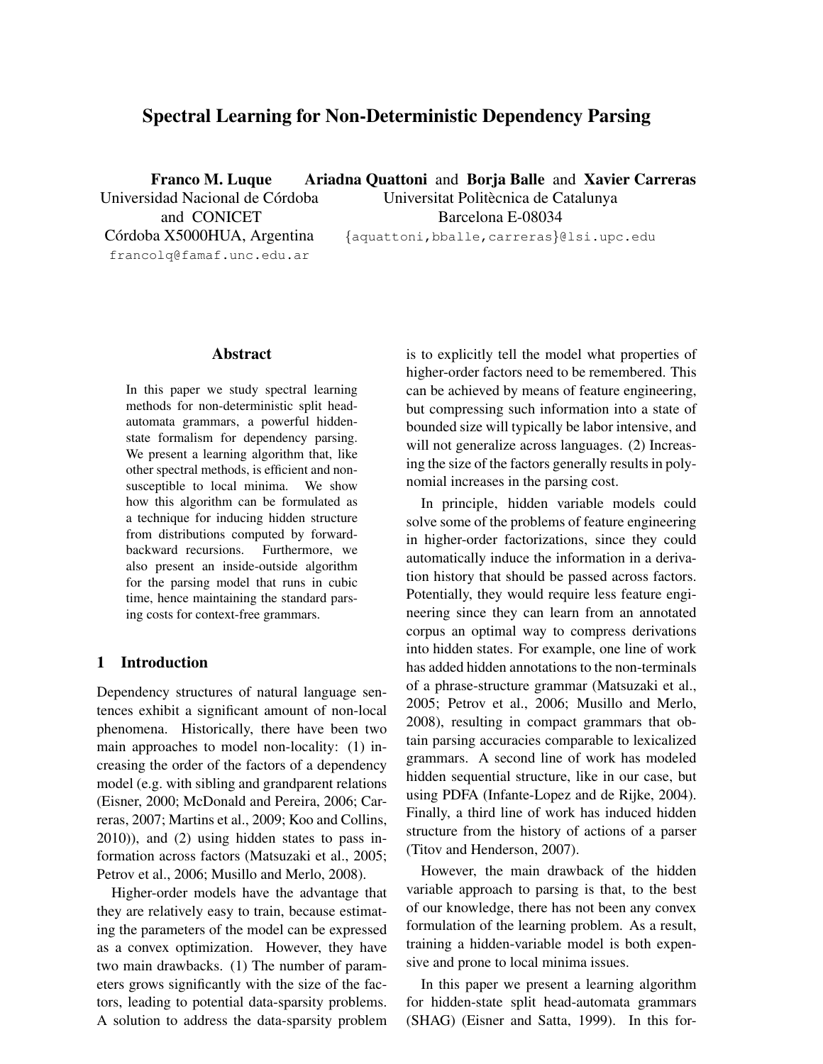# Spectral Learning for Non-Deterministic Dependency Parsing

**Franco M. Luque**
Universidad Nacional de Córdoba
and CONICET
Córdoba X5000HUA, Argentina
francolq@famaf.unc.edu.ar

**Ariadna Quattoni** and **Borja Balle** and **Xavier Carreras**
Universitat Politècnica de Catalunya
Barcelona E-08034
{aquattoni,bballe,carreras}@lsi.upc.edu

## Abstract

In this paper we study spectral learning methods for non-deterministic split head-automata grammars, a powerful hidden-state formalism for dependency parsing. We present a learning algorithm that, like other spectral methods, is efficient and non-susceptible to local minima. We show how this algorithm can be formulated as a technique for inducing hidden structure from distributions computed by forward-backward recursions. Furthermore, we also present an inside-outside algorithm for the parsing model that runs in cubic time, hence maintaining the standard parsing costs for context-free grammars.

## 1 Introduction

Dependency structures of natural language sentences exhibit a significant amount of non-local phenomena. Historically, there have been two main approaches to model non-locality: (1) increasing the order of the factors of a dependency model (e.g. with sibling and grandparent relations (Eisner, 2000; McDonald and Pereira, 2006; Carreras, 2007; Martins et al., 2009; Koo and Collins, 2010)), and (2) using hidden states to pass information across factors (Matsuzaki et al., 2005; Petrov et al., 2006; Musillo and Merlo, 2008).

Higher-order models have the advantage that they are relatively easy to train, because estimating the parameters of the model can be expressed as a convex optimization. However, they have two main drawbacks. (1) The number of parameters grows significantly with the size of the factors, leading to potential data-sparsity problems. A solution to address the data-sparsity problem is to explicitly tell the model what properties of higher-order factors need to be remembered. This can be achieved by means of feature engineering, but compressing such information into a state of bounded size will typically be labor intensive, and will not generalize across languages. (2) Increasing the size of the factors generally results in polynomial increases in the parsing cost.

In principle, hidden variable models could solve some of the problems of feature engineering in higher-order factorizations, since they could automatically induce the information in a derivation history that should be passed across factors. Potentially, they would require less feature engineering since they can learn from an annotated corpus an optimal way to compress derivations into hidden states. For example, one line of work has added hidden annotations to the non-terminals of a phrase-structure grammar (Matsuzaki et al., 2005; Petrov et al., 2006; Musillo and Merlo, 2008), resulting in compact grammars that obtain parsing accuracies comparable to lexicalized grammars. A second line of work has modeled hidden sequential structure, like in our case, but using PDFA (Infante-Lopez and de Rijke, 2004). Finally, a third line of work has induced hidden structure from the history of actions of a parser (Titov and Henderson, 2007).

However, the main drawback of the hidden variable approach to parsing is that, to the best of our knowledge, there has not been any convex formulation of the learning problem. As a result, training a hidden-variable model is both expensive and prone to local minima issues.

In this paper we present a learning algorithm for hidden-state split head-automata grammars (SHAG) (Eisner and Satta, 1999). In this for-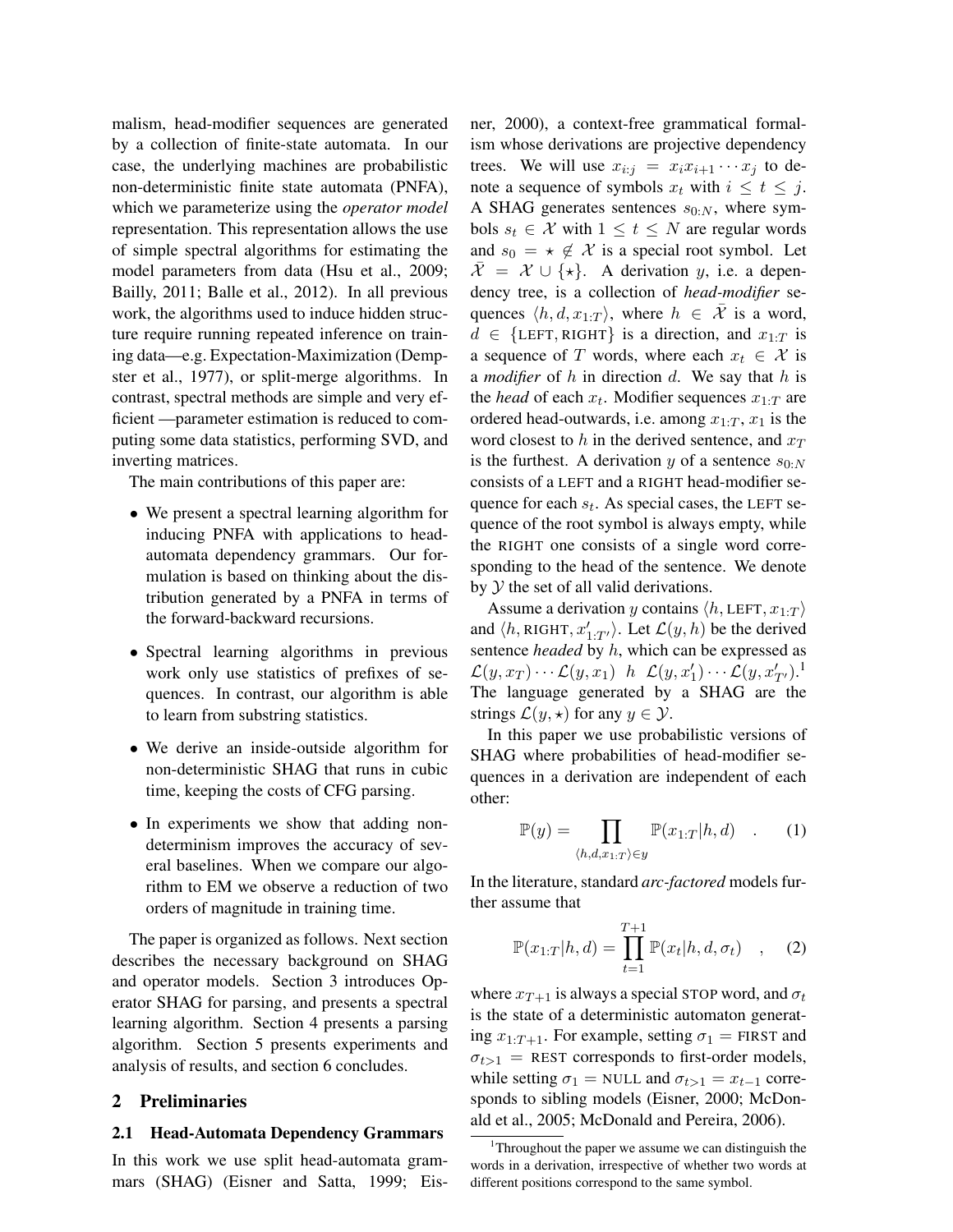malism, head-modifier sequences are generated by a collection of finite-state automata. In our case, the underlying machines are probabilistic non-deterministic finite state automata (PNFA), which we parameterize using the *operator model* representation. This representation allows the use of simple spectral algorithms for estimating the model parameters from data (Hsu et al., 2009; Bailly, 2011; Balle et al., 2012). In all previous work, the algorithms used to induce hidden structure require running repeated inference on training data—e.g. Expectation-Maximization (Dempster et al., 1977), or split-merge algorithms. In contrast, spectral methods are simple and very efficient —parameter estimation is reduced to computing some data statistics, performing SVD, and inverting matrices.

The main contributions of this paper are:

- We present a spectral learning algorithm for inducing PNFA with applications to head-automata dependency grammars. Our formulation is based on thinking about the distribution generated by a PNFA in terms of the forward-backward recursions.
- Spectral learning algorithms in previous work only use statistics of prefixes of sequences. In contrast, our algorithm is able to learn from substring statistics.
- We derive an inside-outside algorithm for non-deterministic SHAG that runs in cubic time, keeping the costs of CFG parsing.
- In experiments we show that adding non-determinism improves the accuracy of several baselines. When we compare our algorithm to EM we observe a reduction of two orders of magnitude in training time.

The paper is organized as follows. Next section describes the necessary background on SHAG and operator models. Section 3 introduces Operator SHAG for parsing, and presents a spectral learning algorithm. Section 4 presents a parsing algorithm. Section 5 presents experiments and analysis of results, and section 6 concludes.

## 2 Preliminaries

### 2.1 Head-Automata Dependency Grammars

In this work we use split head-automata grammars (SHAG) (Eisner and Satta, 1999; Eisner, 2000), a context-free grammatical formalism whose derivations are projective dependency trees. We will use $x_{i:j} = x_i x_{i+1} \cdots x_j$ to denote a sequence of symbols $x_t$ with $i \leq t \leq j$. A SHAG generates sentences $s_{0:N}$, where symbols $s_t \in \mathcal{X}$ with $1 \leq t \leq N$ are regular words and $s_0 = \star \notin \mathcal{X}$ is a special root symbol. Let $\bar{\mathcal{X}} = \mathcal{X} \cup \{\star\}$. A derivation $y$, i.e. a dependency tree, is a collection of *head-modifier* sequences $\langle h, d, x_{1:T} \rangle$, where $h \in \bar{\mathcal{X}}$ is a word, $d \in \{\text{LEFT}, \text{RIGHT}\}$ is a direction, and $x_{1:T}$ is a sequence of $T$ words, where each $x_t \in \mathcal{X}$ is a *modifier* of $h$ in direction $d$. We say that $h$ is the *head* of each $x_t$. Modifier sequences $x_{1:T}$ are ordered head-outwards, i.e. among $x_{1:T}$, $x_1$ is the word closest to $h$ in the derived sentence, and $x_T$ is the furthest. A derivation $y$ of a sentence $s_{0:N}$ consists of a LEFT and a RIGHT head-modifier sequence for each $s_t$. As special cases, the LEFT sequence of the root symbol is always empty, while the RIGHT one consists of a single word corresponding to the head of the sentence. We denote by $\mathcal{Y}$ the set of all valid derivations.

Assume a derivation $y$ contains $\langle h, \text{LEFT}, x_{1:T} \rangle$ and $\langle h, \text{RIGHT}, x'_{1:T'} \rangle$. Let $\mathcal{L}(y, h)$ be the derived sentence *headed* by $h$, which can be expressed as $\mathcal{L}(y, x_T) \cdots \mathcal{L}(y, x_1) \;\; h \;\; \mathcal{L}(y, x'_1) \cdots \mathcal{L}(y, x'_{T'})$.[1] The language generated by a SHAG are the strings $\mathcal{L}(y, \star)$ for any $y \in \mathcal{Y}$.

In this paper we use probabilistic versions of SHAG where probabilities of head-modifier sequences in a derivation are independent of each other:

$$\mathbb{P}(y) = \prod_{\langle h, d, x_{1:T} \rangle \in y} \mathbb{P}(x_{1:T} | h, d) \quad . \tag{1}$$

In the literature, standard *arc-factored* models further assume that

$$\mathbb{P}(x_{1:T} | h, d) = \prod_{t=1}^{T+1} \mathbb{P}(x_t | h, d, \sigma_t) \quad , \tag{2}$$

where $x_{T+1}$ is always a special STOP word, and $\sigma_t$ is the state of a deterministic automaton generating $x_{1:T+1}$. For example, setting $\sigma_1 = \text{FIRST}$ and $\sigma_{t>1} = \text{REST}$ corresponds to first-order models, while setting $\sigma_1 = \text{NULL}$ and $\sigma_{t>1} = x_{t-1}$ corresponds to sibling models (Eisner, 2000; McDonald et al., 2005; McDonald and Pereira, 2006).

[1] Throughout the paper we assume we can distinguish the words in a derivation, irrespective of whether two words at different positions correspond to the same symbol.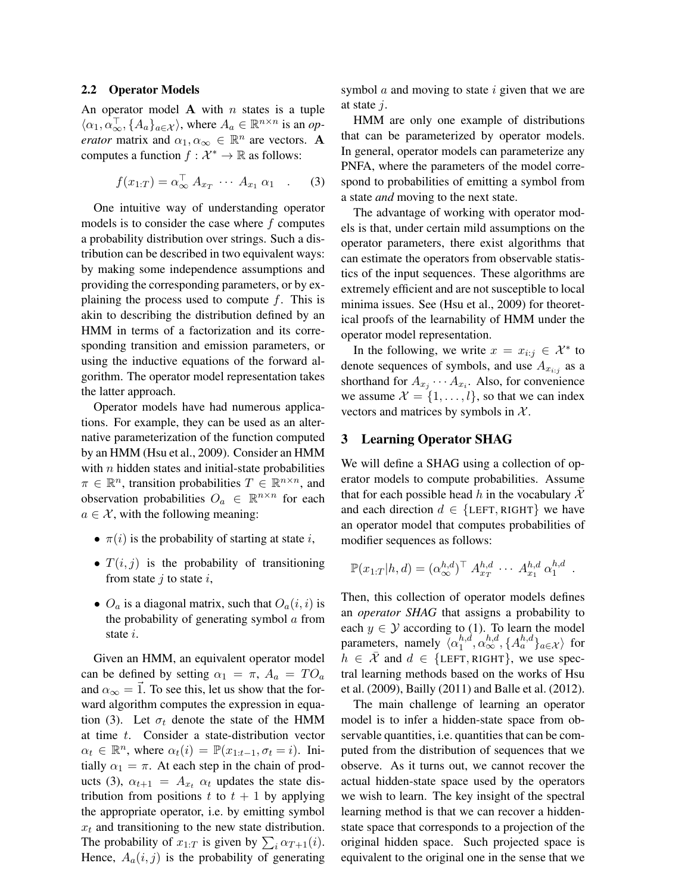### 2.2 Operator Models

An operator model $\mathbf{A}$ with $n$ states is a tuple $\langle \alpha_1, \alpha_\infty^\top, \{A_a\}_{a \in \mathcal{X}} \rangle$, where $A_a \in \mathbb{R}^{n \times n}$ is an *operator* matrix and $\alpha_1, \alpha_\infty \in \mathbb{R}^n$ are vectors. $\mathbf{A}$ computes a function $f : \mathcal{X}^* \to \mathbb{R}$ as follows:

$$f(x_{1:T}) = \alpha_\infty^\top \, A_{x_T} \, \cdots \, A_{x_1} \, \alpha_1 \quad . \tag{3}$$

One intuitive way of understanding operator models is to consider the case where $f$ computes a probability distribution over strings. Such a distribution can be described in two equivalent ways: by making some independence assumptions and providing the corresponding parameters, or by explaining the process used to compute $f$. This is akin to describing the distribution defined by an HMM in terms of a factorization and its corresponding transition and emission parameters, or using the inductive equations of the forward algorithm. The operator model representation takes the latter approach.

Operator models have had numerous applications. For example, they can be used as an alternative parameterization of the function computed by an HMM (Hsu et al., 2009). Consider an HMM with $n$ hidden states and initial-state probabilities $\pi \in \mathbb{R}^n$, transition probabilities $T \in \mathbb{R}^{n \times n}$, and observation probabilities $O_a \in \mathbb{R}^{n \times n}$ for each $a \in \mathcal{X}$, with the following meaning:

- $\pi(i)$ is the probability of starting at state $i$,
- $T(i, j)$ is the probability of transitioning from state $j$ to state $i$,
- $O_a$ is a diagonal matrix, such that $O_a(i, i)$ is the probability of generating symbol $a$ from state $i$.

Given an HMM, an equivalent operator model can be defined by setting $\alpha_1 = \pi$, $A_a = T O_a$ and $\alpha_\infty = \vec{1}$. To see this, let us show that the forward algorithm computes the expression in equation (3). Let $\sigma_t$ denote the state of the HMM at time $t$. Consider a state-distribution vector $\alpha_t \in \mathbb{R}^n$, where $\alpha_t(i) = \mathbb{P}(x_{1:t-1}, \sigma_t = i)$. Initially $\alpha_1 = \pi$. At each step in the chain of products (3), $\alpha_{t+1} = A_{x_t} \, \alpha_t$ updates the state distribution from positions $t$ to $t+1$ by applying the appropriate operator, i.e. by emitting symbol $x_t$ and transitioning to the new state distribution. The probability of $x_{1:T}$ is given by $\sum_i \alpha_{T+1}(i)$. Hence, $A_a(i, j)$ is the probability of generating symbol $a$ and moving to state $i$ given that we are at state $j$.

HMM are only one example of distributions that can be parameterized by operator models. In general, operator models can parameterize any PNFA, where the parameters of the model correspond to probabilities of emitting a symbol from a state *and* moving to the next state.

The advantage of working with operator models is that, under certain mild assumptions on the operator parameters, there exist algorithms that can estimate the operators from observable statistics of the input sequences. These algorithms are extremely efficient and are not susceptible to local minima issues. See (Hsu et al., 2009) for theoretical proofs of the learnability of HMM under the operator model representation.

In the following, we write $x = x_{i:j} \in \mathcal{X}^*$ to denote sequences of symbols, and use $A_{x_{i:j}}$ as a shorthand for $A_{x_j} \cdots A_{x_i}$. Also, for convenience we assume $\mathcal{X} = \{1, \ldots, l\}$, so that we can index vectors and matrices by symbols in $\mathcal{X}$.

## 3 Learning Operator SHAG

We will define a SHAG using a collection of operator models to compute probabilities. Assume that for each possible head $h$ in the vocabulary $\bar{\mathcal{X}}$ and each direction $d \in \{\text{LEFT}, \text{RIGHT}\}$ we have an operator model that computes probabilities of modifier sequences as follows:

$$\mathbb{P}(x_{1:T} | h, d) = (\alpha_\infty^{h,d})^\top \, A_{x_T}^{h,d} \, \cdots \, A_{x_1}^{h,d} \, \alpha_1^{h,d} \quad .$$

Then, this collection of operator models defines an *operator SHAG* that assigns a probability to each $y \in \mathcal{Y}$ according to (1). To learn the model parameters, namely $\langle \alpha_1^{h,d}, \alpha_\infty^{h,d}, \{A_a^{h,d}\}_{a \in \mathcal{X}} \rangle$ for $h \in \bar{\mathcal{X}}$ and $d \in \{\text{LEFT}, \text{RIGHT}\}$, we use spectral learning methods based on the works of Hsu et al. (2009), Bailly (2011) and Balle et al. (2012).

The main challenge of learning an operator model is to infer a hidden-state space from observable quantities, i.e. quantities that can be computed from the distribution of sequences that we observe. As it turns out, we cannot recover the actual hidden-state space used by the operators we wish to learn. The key insight of the spectral learning method is that we can recover a hidden-state space that corresponds to a projection of the original hidden space. Such projected space is equivalent to the original one in the sense that we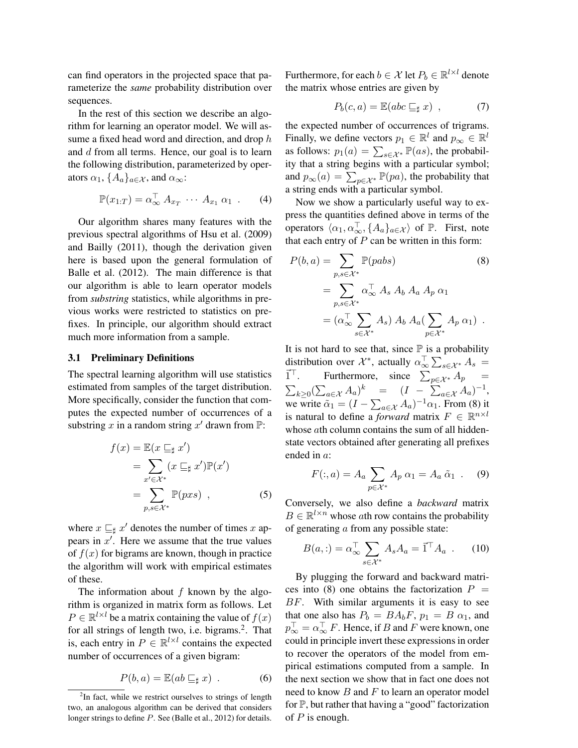can find operators in the projected space that parameterize the *same* probability distribution over sequences.

In the rest of this section we describe an algorithm for learning an operator model. We will assume a fixed head word and direction, and drop $h$ and $d$ from all terms. Hence, our goal is to learn the following distribution, parameterized by operators $\alpha_1$, $\{A_a\}_{a \in \mathcal{X}}$, and $\alpha_\infty$:

$$\mathbb{P}(x_{1:T}) = \alpha_\infty^\top \, A_{x_T} \; \cdots \; A_{x_1} \; \alpha_1 \; . \qquad (4)$$

Our algorithm shares many features with the previous spectral algorithms of Hsu et al. (2009) and Bailly (2011), though the derivation given here is based upon the general formulation of Balle et al. (2012). The main difference is that our algorithm is able to learn operator models from *substring* statistics, while algorithms in previous works were restricted to statistics on prefixes. In principle, our algorithm should extract much more information from a sample.

### 3.1 Preliminary Definitions

The spectral learning algorithm will use statistics estimated from samples of the target distribution. More specifically, consider the function that computes the expected number of occurrences of a substring $x$ in a random string $x'$ drawn from $\mathbb{P}$:

$$\begin{aligned} f(x) &= \mathbb{E}(x \sqsubseteq_\sharp x') \\ &= \sum_{x' \in \mathcal{X}^*} (x \sqsubseteq_\sharp x') \mathbb{P}(x') \\ &= \sum_{p,s \in \mathcal{X}^*} \mathbb{P}(pxs) \; , \end{aligned} \qquad (5)$$

where $x \sqsubseteq_\sharp x'$ denotes the number of times $x$ appears in $x'$. Here we assume that the true values of $f(x)$ for bigrams are known, though in practice the algorithm will work with empirical estimates of these.

The information about $f$ known by the algorithm is organized in matrix form as follows. Let $P \in \mathbb{R}^{l \times l}$ be a matrix containing the value of $f(x)$ for all strings of length two, i.e. bigrams.[2]. That is, each entry in $P \in \mathbb{R}^{l \times l}$ contains the expected number of occurrences of a given bigram:

$$P(b,a) = \mathbb{E}(ab \sqsubseteq_\sharp x) \; . \qquad (6)$$

[2] In fact, while we restrict ourselves to strings of length two, an analogous algorithm can be derived that considers longer strings to define $P$. See (Balle et al., 2012) for details.

Furthermore, for each $b \in \mathcal{X}$ let $P_b \in \mathbb{R}^{l \times l}$ denote the matrix whose entries are given by

$$P_b(c,a) = \mathbb{E}(abc \sqsubseteq_\sharp x) \; , \qquad (7)$$

the expected number of occurrences of trigrams. Finally, we define vectors $p_1 \in \mathbb{R}^l$ and $p_\infty \in \mathbb{R}^l$ as follows: $p_1(a) = \sum_{s \in \mathcal{X}^*} \mathbb{P}(as)$, the probability that a string begins with a particular symbol; and $p_\infty(a) = \sum_{p \in \mathcal{X}^*} \mathbb{P}(pa)$, the probability that a string ends with a particular symbol.

Now we show a particularly useful way to express the quantities defined above in terms of the operators $\langle \alpha_1, \alpha_\infty^\top, \{A_a\}_{a \in \mathcal{X}} \rangle$ of $\mathbb{P}$. First, note that each entry of $P$ can be written in this form:

$$\begin{aligned} P(b,a) &= \sum_{p,s \in \mathcal{X}^*} \mathbb{P}(pabs) \\ &= \sum_{p,s \in \mathcal{X}^*} \alpha_\infty^\top \, A_s \, A_b \, A_a \, A_p \, \alpha_1 \\ &= (\alpha_\infty^\top \sum_{s \in \mathcal{X}^*} A_s) \, A_b \, A_a (\sum_{p \in \mathcal{X}^*} A_p \, \alpha_1) \; . \end{aligned} \qquad (8)$$

It is not hard to see that, since $\mathbb{P}$ is a probability distribution over $\mathcal{X}^*$, actually $\alpha_\infty^\top \sum_{s \in \mathcal{X}^*} A_s = \vec{1}^\top$. Furthermore, since $\sum_{p \in \mathcal{X}^*} A_p = \sum_{k \geq 0} (\sum_{a \in \mathcal{X}} A_a)^k = (I - \sum_{a \in \mathcal{X}} A_a)^{-1}$, we write $\tilde{\alpha}_1 = (I - \sum_{a \in \mathcal{X}} A_a)^{-1} \alpha_1$. From (8) it is natural to define a *forward* matrix $F \in \mathbb{R}^{n \times l}$ whose $a$th column contains the sum of all hidden-state vectors obtained after generating all prefixes ended in $a$:

$$F(:,a) = A_a \sum_{p \in \mathcal{X}^*} A_p \, \alpha_1 = A_a \, \tilde{\alpha}_1 \; . \qquad (9)$$

Conversely, we also define a *backward* matrix $B \in \mathbb{R}^{l \times n}$ whose $a$th row contains the probability of generating $a$ from any possible state:

$$B(a,:) = \alpha_\infty^\top \sum_{s \in \mathcal{X}^*} A_s A_a = \vec{1}^\top A_a \; . \qquad (10)$$

By plugging the forward and backward matrices into (8) one obtains the factorization $P = BF$. With similar arguments it is easy to see that one also has $P_b = B A_b F$, $p_1 = B \, \alpha_1$, and $p_\infty^\top = \alpha_\infty^\top \, F$. Hence, if $B$ and $F$ were known, one could in principle invert these expressions in order to recover the operators of the model from empirical estimations computed from a sample. In the next section we show that in fact one does not need to know $B$ and $F$ to learn an operator model for $\mathbb{P}$, but rather that having a "good" factorization of $P$ is enough.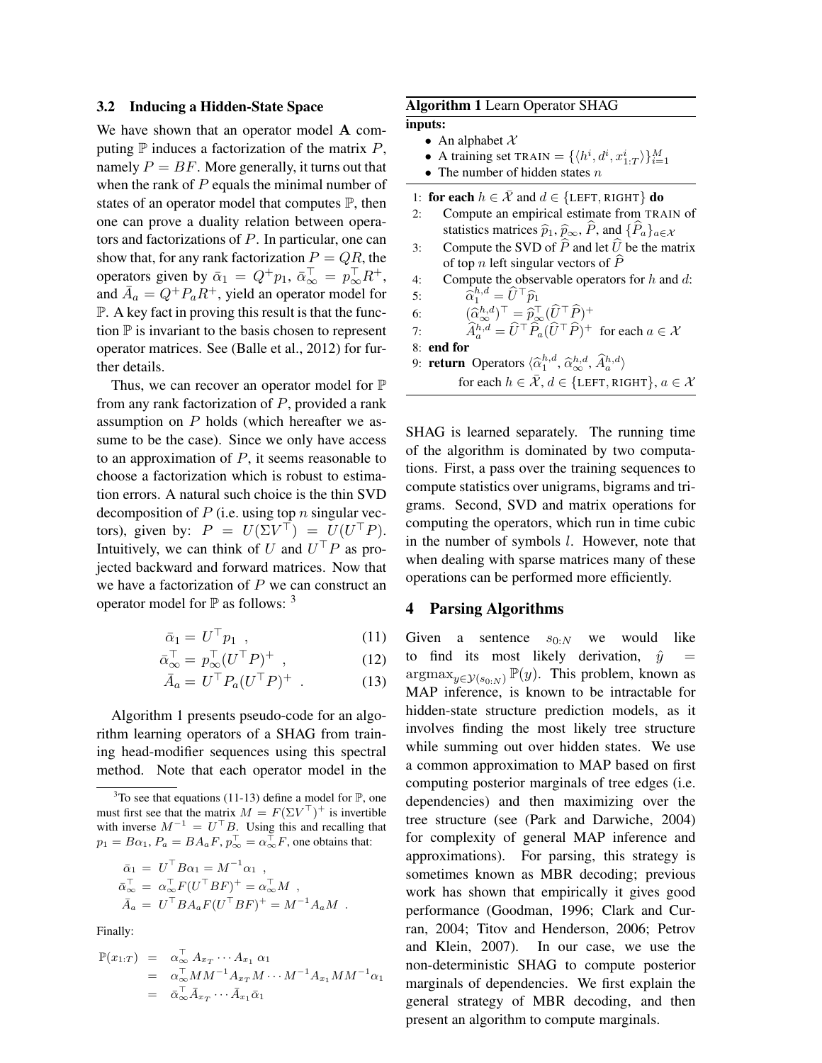### 3.2 Inducing a Hidden-State Space

We have shown that an operator model $\mathbf{A}$ computing $\mathbb{P}$ induces a factorization of the matrix $P$, namely $P = BF$. More generally, it turns out that when the rank of $P$ equals the minimal number of states of an operator model that computes $\mathbb{P}$, then one can prove a duality relation between operators and factorizations of $P$. In particular, one can show that, for any rank factorization $P = QR$, the operators given by $\bar{\alpha}_1 = Q^{+}p_1$, $\bar{\alpha}_\infty^\top = p_\infty^\top R^{+}$, and $\bar{A}_a = Q^{+}P_a R^{+}$, yield an operator model for $\mathbb{P}$. A key fact in proving this result is that the function $\mathbb{P}$ is invariant to the basis chosen to represent operator matrices. See (Balle et al., 2012) for further details.

Thus, we can recover an operator model for $\mathbb{P}$ from any rank factorization of $P$, provided a rank assumption on $P$ holds (which hereafter we assume to be the case). Since we only have access to an approximation of $P$, it seems reasonable to choose a factorization which is robust to estimation errors. A natural such choice is the thin SVD decomposition of $P$ (i.e. using top $n$ singular vectors), given by: $P = U(\Sigma V^\top) = U(U^\top P)$. Intuitively, we can think of $U$ and $U^\top P$ as projected backward and forward matrices. Now that we have a factorization of $P$ we can construct an operator model for $\mathbb{P}$ as follows: [3]

$$\bar{\alpha}_1 = U^\top p_1 \ , \tag{11}$$

$$\bar{\alpha}_\infty^\top = p_\infty^\top (U^\top P)^{+} \ , \tag{12}$$

$$\bar{A}_a = U^\top P_a (U^\top P)^{+} \ . \tag{13}$$

Algorithm 1 presents pseudo-code for an algorithm learning operators of a SHAG from training head-modifier sequences using this spectral method. Note that each operator model in the SHAG is learned separately. The running time of the algorithm is dominated by two computations. First, a pass over the training sequences to compute statistics over unigrams, bigrams and trigrams. Second, SVD and matrix operations for computing the operators, which run in time cubic in the number of symbols $l$. However, note that when dealing with sparse matrices many of these operations can be performed more efficiently.

[3] To see that equations (11-13) define a model for $\mathbb{P}$, one must first see that the matrix $M = F(\Sigma V^\top)^{+}$ is invertible with inverse $M^{-1} = U^\top B$. Using this and recalling that $p_1 = B\alpha_1$, $P_a = BA_aF$, $p_\infty^\top = \alpha_\infty^\top F$, one obtains that:

$$\begin{aligned}
\bar{\alpha}_1 &= U^\top B\alpha_1 = M^{-1}\alpha_1 \ , \\
\bar{\alpha}_\infty^\top &= \alpha_\infty^\top F(U^\top BF)^{+} = \alpha_\infty^\top M \ , \\
\bar{A}_a &= U^\top BA_aF(U^\top BF)^{+} = M^{-1}A_aM \ .
\end{aligned}$$

Finally:

$$\begin{aligned}
\mathbb{P}(x_{1:T}) &= \alpha_\infty^\top A_{x_T} \cdots A_{x_1} \alpha_1 \\
&= \alpha_\infty^\top MM^{-1}A_{x_T}M \cdots M^{-1}A_{x_1}MM^{-1}\alpha_1 \\
&= \bar{\alpha}_\infty^\top \bar{A}_{x_T} \cdots \bar{A}_{x_1}\bar{\alpha}_1
\end{aligned}$$

---

**Algorithm 1** Learn Operator SHAG

**inputs:**
- An alphabet $\mathcal{X}$
- A training set $\text{TRAIN} = \{\langle h^i, d^i, x^i_{1:T}\rangle\}_{i=1}^{M}$
- The number of hidden states $n$

1: **for each** $h \in \bar{\mathcal{X}}$ and $d \in \{\text{LEFT}, \text{RIGHT}\}$ **do**
2: Compute an empirical estimate from TRAIN of statistics matrices $\widehat{p}_1$, $\widehat{p}_\infty$, $\widehat{P}$, and $\{\widehat{P}_a\}_{a\in\mathcal{X}}$
3: Compute the SVD of $\widehat{P}$ and let $\widehat{U}$ be the matrix of top $n$ left singular vectors of $\widehat{P}$
4: Compute the observable operators for $h$ and $d$:
5: $\widehat{\alpha}_1^{h,d} = \widehat{U}^\top \widehat{p}_1$
6: $(\widehat{\alpha}_\infty^{h,d})^\top = \widehat{p}_\infty^\top (\widehat{U}^\top \widehat{P})^{+}$
7: $\widehat{A}_a^{h,d} = \widehat{U}^\top \widehat{P}_a (\widehat{U}^\top \widehat{P})^{+}$ for each $a \in \mathcal{X}$
8: **end for**
9: **return** Operators $\langle \widehat{\alpha}_1^{h,d}, \widehat{\alpha}_\infty^{h,d}, \widehat{A}_a^{h,d}\rangle$ for each $h \in \bar{\mathcal{X}}$, $d \in \{\text{LEFT}, \text{RIGHT}\}$, $a \in \mathcal{X}$

---

## 4 Parsing Algorithms

Given a sentence $s_{0:N}$ we would like to find its most likely derivation, $\hat{y} = \text{argmax}_{y\in\mathcal{Y}(s_{0:N})} \mathbb{P}(y)$. This problem, known as MAP inference, is known to be intractable for hidden-state structure prediction models, as it involves finding the most likely tree structure while summing out over hidden states. We use a common approximation to MAP based on first computing posterior marginals of tree edges (i.e. dependencies) and then maximizing over the tree structure (see (Park and Darwiche, 2004) for complexity of general MAP inference and approximations). For parsing, this strategy is sometimes known as MBR decoding; previous work has shown that empirically it gives good performance (Goodman, 1996; Clark and Curran, 2004; Titov and Henderson, 2006; Petrov and Klein, 2007). In our case, we use the non-deterministic SHAG to compute posterior marginals of dependencies. We first explain the general strategy of MBR decoding, and then present an algorithm to compute marginals.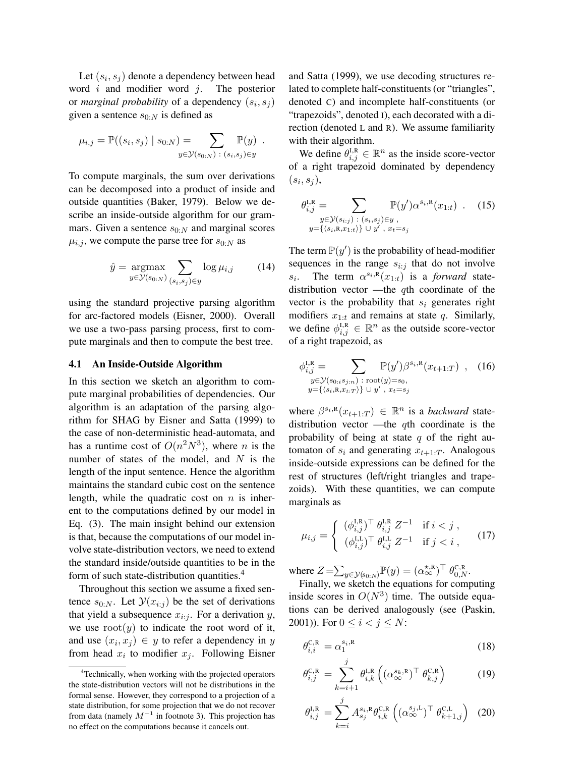Let $(s_i, s_j)$ denote a dependency between head word $i$ and modifier word $j$. The posterior or *marginal probability* of a dependency $(s_i, s_j)$ given a sentence $s_{0:N}$ is defined as

$$\mu_{i,j} = \mathbb{P}((s_i, s_j) \mid s_{0:N}) = \sum_{y \in \mathcal{Y}(s_{0:N})\,:\,(s_i,s_j) \in y} \mathbb{P}(y) \ .$$

To compute marginals, the sum over derivations can be decomposed into a product of inside and outside quantities (Baker, 1979). Below we describe an inside-outside algorithm for our grammars. Given a sentence $s_{0:N}$ and marginal scores $\mu_{i,j}$, we compute the parse tree for $s_{0:N}$ as

$$\hat{y} = \operatorname*{argmax}_{y \in \mathcal{Y}(s_{0:N})} \sum_{(s_i,s_j) \in y} \log \mu_{i,j} \tag{14}$$

using the standard projective parsing algorithm for arc-factored models (Eisner, 2000). Overall we use a two-pass parsing process, first to compute marginals and then to compute the best tree.

### 4.1 An Inside-Outside Algorithm

In this section we sketch an algorithm to compute marginal probabilities of dependencies. Our algorithm is an adaptation of the parsing algorithm for SHAG by Eisner and Satta (1999) to the case of non-deterministic head-automata, and has a runtime cost of $O(n^2 N^3)$, where $n$ is the number of states of the model, and $N$ is the length of the input sentence. Hence the algorithm maintains the standard cubic cost on the sentence length, while the quadratic cost on $n$ is inherent to the computations defined by our model in Eq. (3). The main insight behind our extension is that, because the computations of our model involve state-distribution vectors, we need to extend the standard inside/outside quantities to be in the form of such state-distribution quantities.[4]

Throughout this section we assume a fixed sentence $s_{0:N}$. Let $\mathcal{Y}(x_{i:j})$ be the set of derivations that yield a subsequence $x_{i:j}$. For a derivation $y$, we use $\mathrm{root}(y)$ to indicate the root word of it, and use $(x_i, x_j) \in y$ to refer a dependency in $y$ from head $x_i$ to modifier $x_j$. Following Eisner and Satta (1999), we use decoding structures related to complete half-constituents (or "triangles", denoted C) and incomplete half-constituents (or "trapezoids", denoted I), each decorated with a direction (denoted L and R). We assume familiarity with their algorithm.

We define $\theta^{\mathrm{I,R}}_{i,j} \in \mathbb{R}^n$ as the inside score-vector of a right trapezoid dominated by dependency $(s_i, s_j)$,

$$\theta^{\mathrm{I,R}}_{i,j} = \sum_{\substack{y \in \mathcal{Y}(s_{i:j})\,:\,(s_i,s_j) \in y \ , \\ y = \{\langle s_i, \mathrm{R}, x_{1:t} \rangle\} \cup y' \ , \ x_t = s_j}} \mathbb{P}(y') \alpha^{s_i,\mathrm{R}}(x_{1:t}) \ . \tag{15}$$

The term $\mathbb{P}(y')$ is the probability of head-modifier sequences in the range $s_{i:j}$ that do not involve $s_i$. The term $\alpha^{s_i,\mathrm{R}}(x_{1:t})$ is a *forward* state-distribution vector —the $q$th coordinate of the vector is the probability that $s_i$ generates right modifiers $x_{1:t}$ and remains at state $q$. Similarly, we define $\phi^{\mathrm{I,R}}_{i,j} \in \mathbb{R}^n$ as the outside score-vector of a right trapezoid, as

$$\phi^{\mathrm{I,R}}_{i,j} = \sum_{\substack{y \in \mathcal{Y}(s_{0:i} s_{j:n})\,:\,\mathrm{root}(y) = s_0, \\ y = \{\langle s_i, \mathrm{R}, x_{t:T} \rangle\} \cup y' \ , \ x_t = s_j}} \mathbb{P}(y') \beta^{s_i,\mathrm{R}}(x_{t+1:T}) \ , \tag{16}$$

where $\beta^{s_i,\mathrm{R}}(x_{t+1:T}) \in \mathbb{R}^n$ is a *backward* state-distribution vector —the $q$th coordinate is the probability of being at state $q$ of the right automaton of $s_i$ and generating $x_{t+1:T}$. Analogous inside-outside expressions can be defined for the rest of structures (left/right triangles and trapezoids). With these quantities, we can compute marginals as

$$\mu_{i,j} = \begin{cases} (\phi^{\mathrm{I,R}}_{i,j})^\top \, \theta^{\mathrm{I,R}}_{i,j} \, Z^{-1} & \text{if } i < j \ , \\ (\phi^{\mathrm{I,L}}_{i,j})^\top \, \theta^{\mathrm{I,L}}_{i,j} \, Z^{-1} & \text{if } j < i \ , \end{cases} \tag{17}$$

where $Z = \sum_{y \in \mathcal{Y}(s_{0:N})} \mathbb{P}(y) = (\alpha^{\star,\mathrm{R}}_{\infty})^\top \, \theta^{\mathrm{C,R}}_{0,N}$.

Finally, we sketch the equations for computing inside scores in $O(N^3)$ time. The outside equations can be derived analogously (see (Paskin, 2001)). For $0 \le i < j \le N$:

$$\theta^{\mathrm{C,R}}_{i,i} = \alpha^{s_i,\mathrm{R}}_1 \tag{18}$$

$$\theta^{\mathrm{C,R}}_{i,j} = \sum_{k=i+1}^{j} \theta^{\mathrm{I,R}}_{i,k} \left( (\alpha^{s_k,\mathrm{R}}_{\infty})^\top \, \theta^{\mathrm{C,R}}_{k,j} \right) \tag{19}$$

$$\theta^{\mathrm{I,R}}_{i,j} = \sum_{k=i}^{j} A^{s_i,\mathrm{R}}_{s_j} \theta^{\mathrm{C,R}}_{i,k} \left( (\alpha^{s_j,\mathrm{L}}_{\infty})^\top \, \theta^{\mathrm{C,L}}_{k+1,j} \right) \tag{20}$$

[4] Technically, when working with the projected operators the state-distribution vectors will not be distributions in the formal sense. However, they correspond to a projection of a state distribution, for some projection that we do not recover from data (namely $M^{-1}$ in footnote 3). This projection has no effect on the computations because it cancels out.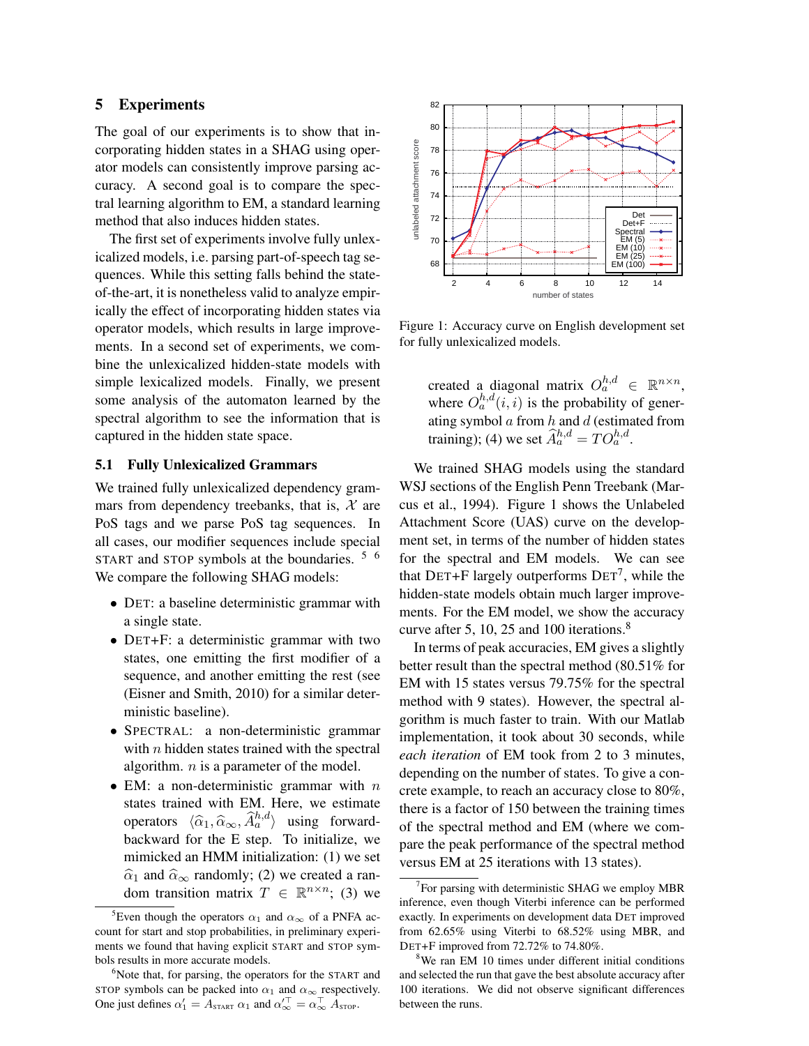## 5 Experiments

The goal of our experiments is to show that incorporating hidden states in a SHAG using operator models can consistently improve parsing accuracy. A second goal is to compare the spectral learning algorithm to EM, a standard learning method that also induces hidden states.

The first set of experiments involve fully unlexicalized models, i.e. parsing part-of-speech tag sequences. While this setting falls behind the state-of-the-art, it is nonetheless valid to analyze empirically the effect of incorporating hidden states via operator models, which results in large improvements. In a second set of experiments, we combine the unlexicalized hidden-state models with simple lexicalized models. Finally, we present some analysis of the automaton learned by the spectral algorithm to see the information that is captured in the hidden state space.

### 5.1 Fully Unlexicalized Grammars

We trained fully unlexicalized dependency grammars from dependency treebanks, that is, $\mathcal{X}$ are PoS tags and we parse PoS tag sequences. In all cases, our modifier sequences include special START and STOP symbols at the boundaries. [5] [6] We compare the following SHAG models:

- DET: a baseline deterministic grammar with a single state.
- DET+F: a deterministic grammar with two states, one emitting the first modifier of a sequence, and another emitting the rest (see (Eisner and Smith, 2010) for a similar deterministic baseline).
- SPECTRAL: a non-deterministic grammar with $n$ hidden states trained with the spectral algorithm. $n$ is a parameter of the model.
- EM: a non-deterministic grammar with $n$ states trained with EM. Here, we estimate operators $\langle \widehat{\alpha}_1, \widehat{\alpha}_\infty, \widehat{A}_a^{h,d} \rangle$ using forward-backward for the E step. To initialize, we mimicked an HMM initialization: (1) we set $\widehat{\alpha}_1$ and $\widehat{\alpha}_\infty$ randomly; (2) we created a random transition matrix $T \in \mathbb{R}^{n \times n}$; (3) we created a diagonal matrix $O_a^{h,d} \in \mathbb{R}^{n \times n}$, where $O_a^{h,d}(i,i)$ is the probability of generating symbol $a$ from $h$ and $d$ (estimated from training); (4) we set $\widehat{A}_a^{h,d} = T O_a^{h,d}$.

Figure 1: Accuracy curve on English development set for fully unlexicalized models.

We trained SHAG models using the standard WSJ sections of the English Penn Treebank (Marcus et al., 1994). Figure 1 shows the Unlabeled Attachment Score (UAS) curve on the development set, in terms of the number of hidden states for the spectral and EM models. We can see that DET+F largely outperforms DET[7], while the hidden-state models obtain much larger improvements. For the EM model, we show the accuracy curve after 5, 10, 25 and 100 iterations.[8]

In terms of peak accuracies, EM gives a slightly better result than the spectral method (80.51% for EM with 15 states versus 79.75% for the spectral method with 9 states). However, the spectral algorithm is much faster to train. With our Matlab implementation, it took about 30 seconds, while *each iteration* of EM took from 2 to 3 minutes, depending on the number of states. To give a concrete example, to reach an accuracy close to 80%, there is a factor of 150 between the training times of the spectral method and EM (where we compare the peak performance of the spectral method versus EM at 25 iterations with 13 states).

---

[5] Even though the operators $\alpha_1$ and $\alpha_\infty$ of a PNFA account for start and stop probabilities, in preliminary experiments we found that having explicit START and STOP symbols results in more accurate models.

[6] Note that, for parsing, the operators for the START and STOP symbols can be packed into $\alpha_1$ and $\alpha_\infty$ respectively. One just defines $\alpha_1' = A_{\text{START}}\, \alpha_1$ and $\alpha_\infty'^{\top} = \alpha_\infty^{\top} A_{\text{STOP}}$.

[7] For parsing with deterministic SHAG we employ MBR inference, even though Viterbi inference can be performed exactly. In experiments on development data DET improved from 62.65% using Viterbi to 68.52% using MBR, and DET+F improved from 72.72% to 74.80%.

[8] We ran EM 10 times under different initial conditions and selected the run that gave the best absolute accuracy after 100 iterations. We did not observe significant differences between the runs.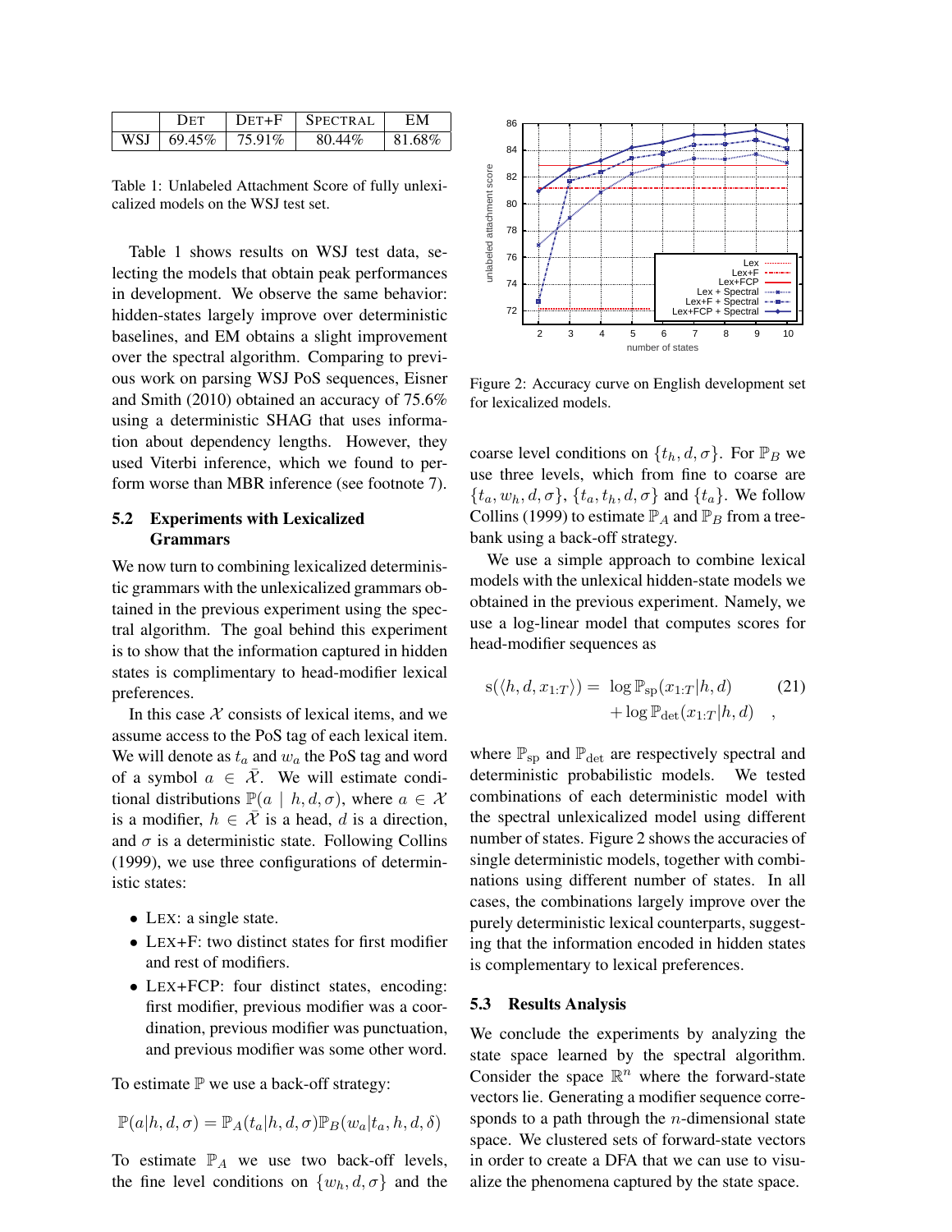| | DET | DET+F | SPECTRAL | EM |
|---|---|---|---|---|
| WSJ | 69.45% | 75.91% | 80.44% | 81.68% |

Table 1: Unlabeled Attachment Score of fully unlexicalized models on the WSJ test set.

Table 1 shows results on WSJ test data, selecting the models that obtain peak performances in development. We observe the same behavior: hidden-states largely improve over deterministic baselines, and EM obtains a slight improvement over the spectral algorithm. Comparing to previous work on parsing WSJ PoS sequences, Eisner and Smith (2010) obtained an accuracy of 75.6% using a deterministic SHAG that uses information about dependency lengths. However, they used Viterbi inference, which we found to perform worse than MBR inference (see footnote 7).

## 5.2 Experiments with Lexicalized Grammars

We now turn to combining lexicalized deterministic grammars with the unlexicalized grammars obtained in the previous experiment using the spectral algorithm. The goal behind this experiment is to show that the information captured in hidden states is complimentary to head-modifier lexical preferences.

In this case $\mathcal{X}$ consists of lexical items, and we assume access to the PoS tag of each lexical item. We will denote as $t_a$ and $w_a$ the PoS tag and word of a symbol $a \in \bar{\mathcal{X}}$. We will estimate conditional distributions $\mathbb{P}(a \mid h, d, \sigma)$, where $a \in \mathcal{X}$ is a modifier, $h \in \bar{\mathcal{X}}$ is a head, $d$ is a direction, and $\sigma$ is a deterministic state. Following Collins (1999), we use three configurations of deterministic states:

- LEX: a single state.
- LEX+F: two distinct states for first modifier and rest of modifiers.
- LEX+FCP: four distinct states, encoding: first modifier, previous modifier was a coordination, previous modifier was punctuation, and previous modifier was some other word.

To estimate $\mathbb{P}$ we use a back-off strategy:

$$\mathbb{P}(a|h, d, \sigma) = \mathbb{P}_A(t_a|h, d, \sigma)\mathbb{P}_B(w_a|t_a, h, d, \delta)$$

To estimate $\mathbb{P}_A$ we use two back-off levels, the fine level conditions on $\{w_h, d, \sigma\}$ and the coarse level conditions on $\{t_h, d, \sigma\}$. For $\mathbb{P}_B$ we use three levels, which from fine to coarse are $\{t_a, w_h, d, \sigma\}$, $\{t_a, t_h, d, \sigma\}$ and $\{t_a\}$. We follow Collins (1999) to estimate $\mathbb{P}_A$ and $\mathbb{P}_B$ from a treebank using a back-off strategy.

Figure 2: Accuracy curve on English development set for lexicalized models.

We use a simple approach to combine lexical models with the unlexical hidden-state models we obtained in the previous experiment. Namely, we use a log-linear model that computes scores for head-modifier sequences as

$$\begin{aligned} s(\langle h, d, x_{1:T}\rangle) = \; & \log \mathbb{P}_{\text{sp}}(x_{1:T}|h, d) \\ & + \log \mathbb{P}_{\text{det}}(x_{1:T}|h, d) \quad , \end{aligned} \tag{21}$$

where $\mathbb{P}_{\text{sp}}$ and $\mathbb{P}_{\text{det}}$ are respectively spectral and deterministic probabilistic models. We tested combinations of each deterministic model with the spectral unlexicalized model using different number of states. Figure 2 shows the accuracies of single deterministic models, together with combinations using different number of states. In all cases, the combinations largely improve over the purely deterministic lexical counterparts, suggesting that the information encoded in hidden states is complementary to lexical preferences.

## 5.3 Results Analysis

We conclude the experiments by analyzing the state space learned by the spectral algorithm. Consider the space $\mathbb{R}^n$ where the forward-state vectors lie. Generating a modifier sequence corresponds to a path through the $n$-dimensional state space. We clustered sets of forward-state vectors in order to create a DFA that we can use to visualize the phenomena captured by the state space.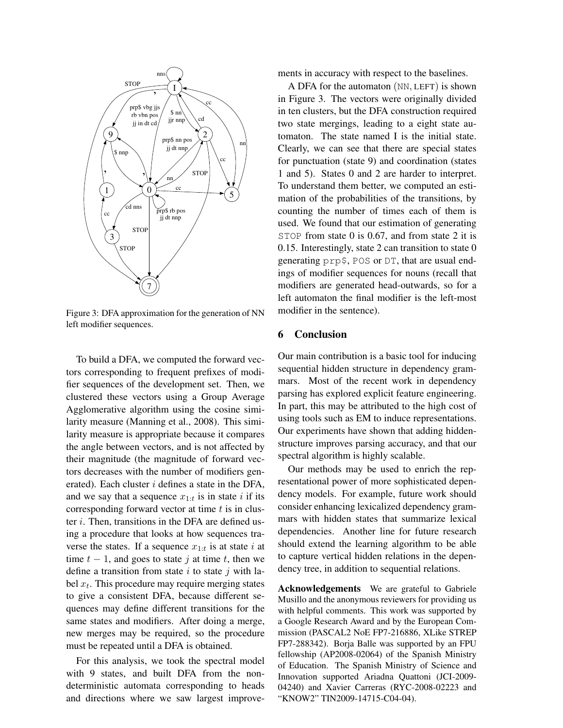Figure 3: DFA approximation for the generation of NN left modifier sequences.

To build a DFA, we computed the forward vectors corresponding to frequent prefixes of modifier sequences of the development set. Then, we clustered these vectors using a Group Average Agglomerative algorithm using the cosine similarity measure (Manning et al., 2008). This similarity measure is appropriate because it compares the angle between vectors, and is not affected by their magnitude (the magnitude of forward vectors decreases with the number of modifiers generated). Each cluster $i$ defines a state in the DFA, and we say that a sequence $x_{1:t}$ is in state $i$ if its corresponding forward vector at time $t$ is in cluster $i$. Then, transitions in the DFA are defined using a procedure that looks at how sequences traverse the states. If a sequence $x_{1:t}$ is at state $i$ at time $t-1$, and goes to state $j$ at time $t$, then we define a transition from state $i$ to state $j$ with label $x_t$. This procedure may require merging states to give a consistent DFA, because different sequences may define different transitions for the same states and modifiers. After doing a merge, new merges may be required, so the procedure must be repeated until a DFA is obtained.

For this analysis, we took the spectral model with 9 states, and built DFA from the non-deterministic automata corresponding to heads and directions where we saw largest improvements in accuracy with respect to the baselines.

A DFA for the automaton (NN, LEFT) is shown in Figure 3. The vectors were originally divided in ten clusters, but the DFA construction required two state mergings, leading to a eight state automaton. The state named I is the initial state. Clearly, we can see that there are special states for punctuation (state 9) and coordination (states 1 and 5). States 0 and 2 are harder to interpret. To understand them better, we computed an estimation of the probabilities of the transitions, by counting the number of times each of them is used. We found that our estimation of generating `STOP` from state 0 is 0.67, and from state 2 it is 0.15. Interestingly, state 2 can transition to state 0 generating `prp$`, `POS` or `DT`, that are usual endings of modifier sequences for nouns (recall that modifiers are generated head-outwards, so for a left automaton the final modifier is the left-most modifier in the sentence).

## 6 Conclusion

Our main contribution is a basic tool for inducing sequential hidden structure in dependency grammars. Most of the recent work in dependency parsing has explored explicit feature engineering. In part, this may be attributed to the high cost of using tools such as EM to induce representations. Our experiments have shown that adding hidden-structure improves parsing accuracy, and that our spectral algorithm is highly scalable.

Our methods may be used to enrich the representational power of more sophisticated dependency models. For example, future work should consider enhancing lexicalized dependency grammars with hidden states that summarize lexical dependencies. Another line for future research should extend the learning algorithm to be able to capture vertical hidden relations in the dependency tree, in addition to sequential relations.

**Acknowledgements** We are grateful to Gabriele Musillo and the anonymous reviewers for providing us with helpful comments. This work was supported by a Google Research Award and by the European Commission (PASCAL2 NoE FP7-216886, XLike STREP FP7-288342). Borja Balle was supported by an FPU fellowship (AP2008-02064) of the Spanish Ministry of Education. The Spanish Ministry of Science and Innovation supported Ariadna Quattoni (JCI-2009-04240) and Xavier Carreras (RYC-2008-02223 and "KNOW2" TIN2009-14715-C04-04).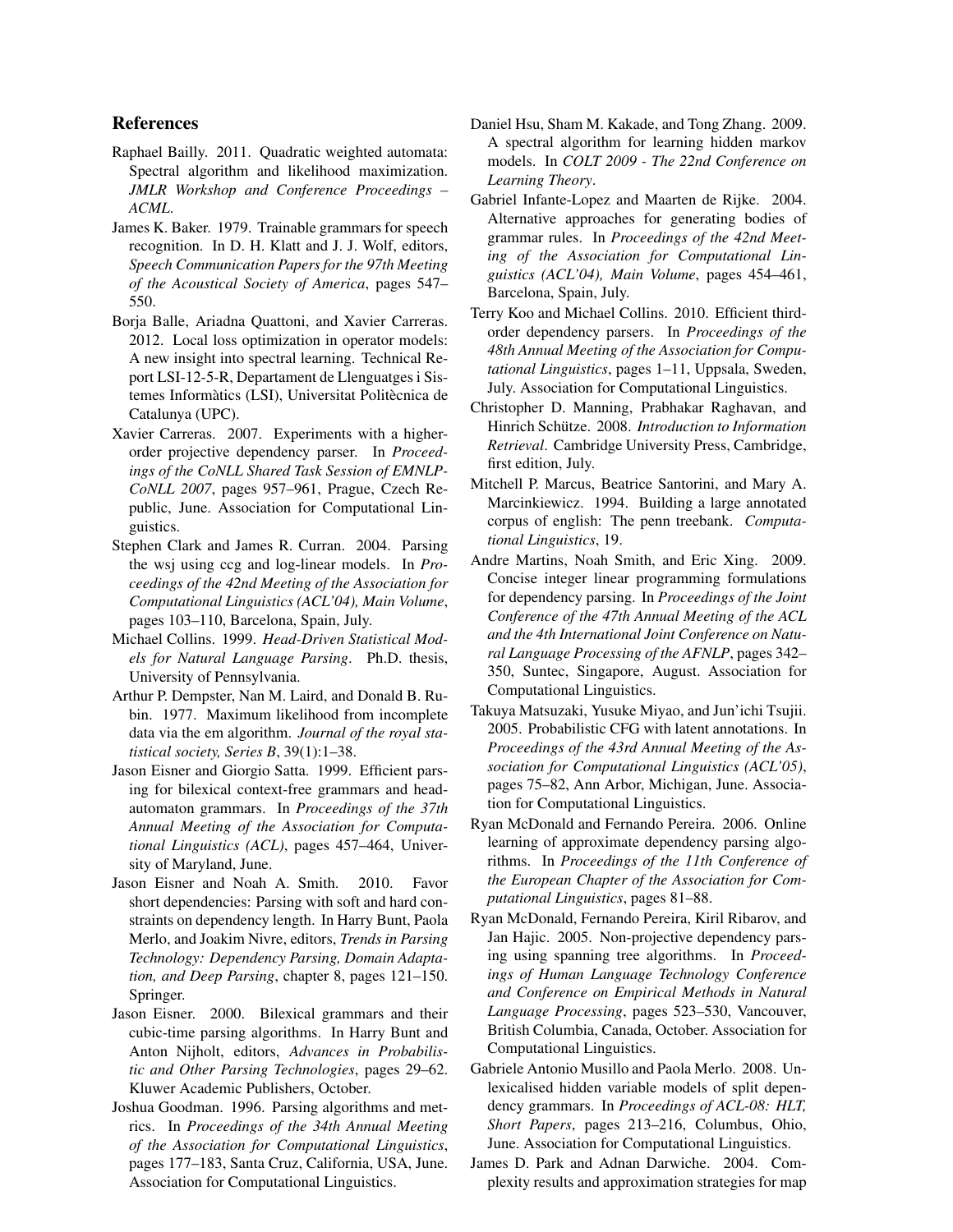## References

Raphael Bailly. 2011. Quadratic weighted automata: Spectral algorithm and likelihood maximization. *JMLR Workshop and Conference Proceedings – ACML*.

James K. Baker. 1979. Trainable grammars for speech recognition. In D. H. Klatt and J. J. Wolf, editors, *Speech Communication Papers for the 97th Meeting of the Acoustical Society of America*, pages 547–550.

Borja Balle, Ariadna Quattoni, and Xavier Carreras. 2012. Local loss optimization in operator models: A new insight into spectral learning. Technical Report LSI-12-5-R, Departament de Llenguatges i Sistemes Informàtics (LSI), Universitat Politècnica de Catalunya (UPC).

Xavier Carreras. 2007. Experiments with a higher-order projective dependency parser. In *Proceedings of the CoNLL Shared Task Session of EMNLP-CoNLL 2007*, pages 957–961, Prague, Czech Republic, June. Association for Computational Linguistics.

Stephen Clark and James R. Curran. 2004. Parsing the wsj using ccg and log-linear models. In *Proceedings of the 42nd Meeting of the Association for Computational Linguistics (ACL'04), Main Volume*, pages 103–110, Barcelona, Spain, July.

Michael Collins. 1999. *Head-Driven Statistical Models for Natural Language Parsing*. Ph.D. thesis, University of Pennsylvania.

Arthur P. Dempster, Nan M. Laird, and Donald B. Rubin. 1977. Maximum likelihood from incomplete data via the em algorithm. *Journal of the royal statistical society, Series B*, 39(1):1–38.

Jason Eisner and Giorgio Satta. 1999. Efficient parsing for bilexical context-free grammars and head-automaton grammars. In *Proceedings of the 37th Annual Meeting of the Association for Computational Linguistics (ACL)*, pages 457–464, University of Maryland, June.

Jason Eisner and Noah A. Smith. 2010. Favor short dependencies: Parsing with soft and hard constraints on dependency length. In Harry Bunt, Paola Merlo, and Joakim Nivre, editors, *Trends in Parsing Technology: Dependency Parsing, Domain Adaptation, and Deep Parsing*, chapter 8, pages 121–150. Springer.

Jason Eisner. 2000. Bilexical grammars and their cubic-time parsing algorithms. In Harry Bunt and Anton Nijholt, editors, *Advances in Probabilistic and Other Parsing Technologies*, pages 29–62. Kluwer Academic Publishers, October.

Joshua Goodman. 1996. Parsing algorithms and metrics. In *Proceedings of the 34th Annual Meeting of the Association for Computational Linguistics*, pages 177–183, Santa Cruz, California, USA, June. Association for Computational Linguistics.

Daniel Hsu, Sham M. Kakade, and Tong Zhang. 2009. A spectral algorithm for learning hidden markov models. In *COLT 2009 - The 22nd Conference on Learning Theory*.

Gabriel Infante-Lopez and Maarten de Rijke. 2004. Alternative approaches for generating bodies of grammar rules. In *Proceedings of the 42nd Meeting of the Association for Computational Linguistics (ACL'04), Main Volume*, pages 454–461, Barcelona, Spain, July.

Terry Koo and Michael Collins. 2010. Efficient third-order dependency parsers. In *Proceedings of the 48th Annual Meeting of the Association for Computational Linguistics*, pages 1–11, Uppsala, Sweden, July. Association for Computational Linguistics.

Christopher D. Manning, Prabhakar Raghavan, and Hinrich Schütze. 2008. *Introduction to Information Retrieval*. Cambridge University Press, Cambridge, first edition, July.

Mitchell P. Marcus, Beatrice Santorini, and Mary A. Marcinkiewicz. 1994. Building a large annotated corpus of english: The penn treebank. *Computational Linguistics*, 19.

Andre Martins, Noah Smith, and Eric Xing. 2009. Concise integer linear programming formulations for dependency parsing. In *Proceedings of the Joint Conference of the 47th Annual Meeting of the ACL and the 4th International Joint Conference on Natural Language Processing of the AFNLP*, pages 342–350, Suntec, Singapore, August. Association for Computational Linguistics.

Takuya Matsuzaki, Yusuke Miyao, and Jun'ichi Tsujii. 2005. Probabilistic CFG with latent annotations. In *Proceedings of the 43rd Annual Meeting of the Association for Computational Linguistics (ACL'05)*, pages 75–82, Ann Arbor, Michigan, June. Association for Computational Linguistics.

Ryan McDonald and Fernando Pereira. 2006. Online learning of approximate dependency parsing algorithms. In *Proceedings of the 11th Conference of the European Chapter of the Association for Computational Linguistics*, pages 81–88.

Ryan McDonald, Fernando Pereira, Kiril Ribarov, and Jan Hajic. 2005. Non-projective dependency parsing using spanning tree algorithms. In *Proceedings of Human Language Technology Conference and Conference on Empirical Methods in Natural Language Processing*, pages 523–530, Vancouver, British Columbia, Canada, October. Association for Computational Linguistics.

Gabriele Antonio Musillo and Paola Merlo. 2008. Unlexicalised hidden variable models of split dependency grammars. In *Proceedings of ACL-08: HLT, Short Papers*, pages 213–216, Columbus, Ohio, June. Association for Computational Linguistics.

James D. Park and Adnan Darwiche. 2004. Complexity results and approximation strategies for map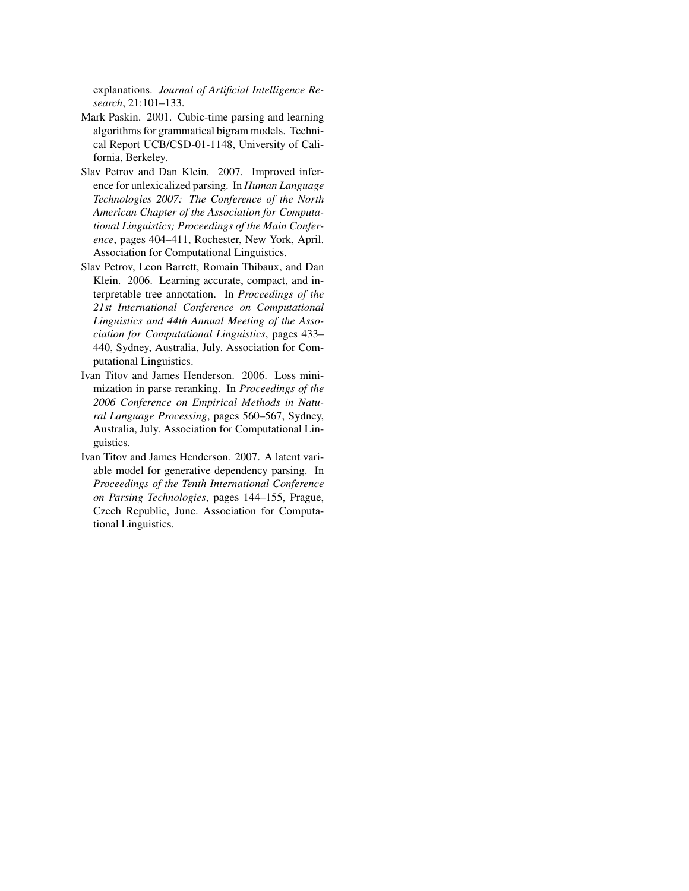explanations. *Journal of Artificial Intelligence Research*, 21:101–133.

Mark Paskin. 2001. Cubic-time parsing and learning algorithms for grammatical bigram models. Technical Report UCB/CSD-01-1148, University of California, Berkeley.

Slav Petrov and Dan Klein. 2007. Improved inference for unlexicalized parsing. In *Human Language Technologies 2007: The Conference of the North American Chapter of the Association for Computational Linguistics; Proceedings of the Main Conference*, pages 404–411, Rochester, New York, April. Association for Computational Linguistics.

Slav Petrov, Leon Barrett, Romain Thibaux, and Dan Klein. 2006. Learning accurate, compact, and interpretable tree annotation. In *Proceedings of the 21st International Conference on Computational Linguistics and 44th Annual Meeting of the Association for Computational Linguistics*, pages 433–440, Sydney, Australia, July. Association for Computational Linguistics.

Ivan Titov and James Henderson. 2006. Loss minimization in parse reranking. In *Proceedings of the 2006 Conference on Empirical Methods in Natural Language Processing*, pages 560–567, Sydney, Australia, July. Association for Computational Linguistics.

Ivan Titov and James Henderson. 2007. A latent variable model for generative dependency parsing. In *Proceedings of the Tenth International Conference on Parsing Technologies*, pages 144–155, Prague, Czech Republic, June. Association for Computational Linguistics.